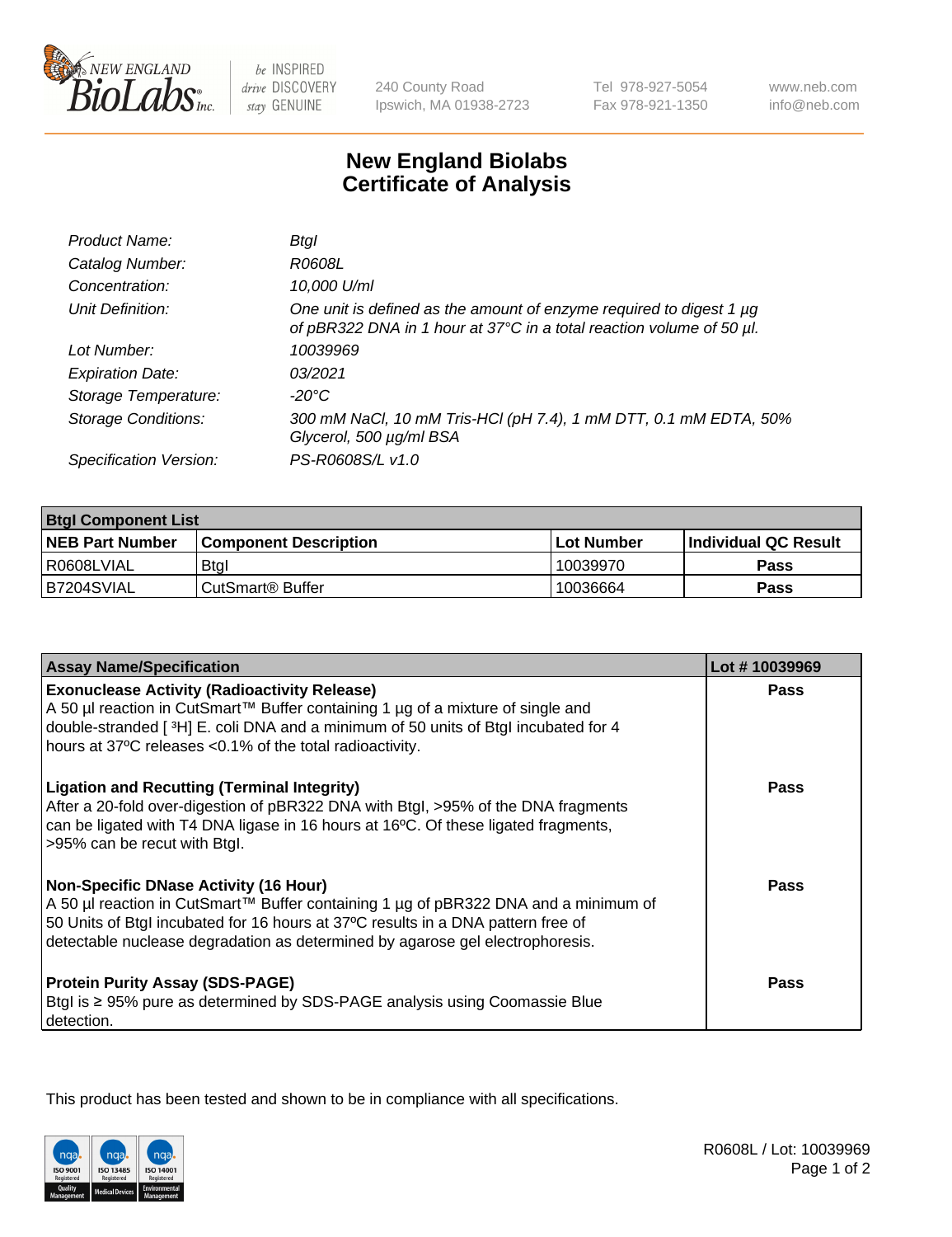# New England Biolabs Certificate of Analysis

| | |
|---|---|
| *Product Name:* | *BtgI* |
| *Catalog Number:* | *R0608L* |
| *Concentration:* | *10,000 U/ml* |
| *Unit Definition:* | *One unit is defined as the amount of enzyme required to digest 1 µg of pBR322 DNA in 1 hour at 37°C in a total reaction volume of 50 µl.* |
| *Lot Number:* | *10039969* |
| *Expiration Date:* | *03/2021* |
| *Storage Temperature:* | *-20°C* |
| *Storage Conditions:* | *300 mM NaCl, 10 mM Tris-HCl (pH 7.4), 1 mM DTT, 0.1 mM EDTA, 50% Glycerol, 500 µg/ml BSA* |
| *Specification Version:* | *PS-R0608S/L v1.0* |

| **BtgI Component List** | | | |
|---|---|---|---|
| **NEB Part Number** | **Component Description** | **Lot Number** | **Individual QC Result** |
| R0608LVIAL | BtgI | 10039970 | **Pass** |
| B7204SVIAL | CutSmart® Buffer | 10036664 | **Pass** |

| **Assay Name/Specification** | **Lot # 10039969** |
|---|---|
| **Exonuclease Activity (Radioactivity Release)** A 50 µl reaction in CutSmart™ Buffer containing 1 µg of a mixture of single and double-stranded [ $^3$H] E. coli DNA and a minimum of 50 units of BtgI incubated for 4 hours at 37ºC releases <0.1% of the total radioactivity. | **Pass** |
| **Ligation and Recutting (Terminal Integrity)** After a 20-fold over-digestion of pBR322 DNA with BtgI, >95% of the DNA fragments can be ligated with T4 DNA ligase in 16 hours at 16ºC. Of these ligated fragments, >95% can be recut with BtgI. | **Pass** |
| **Non-Specific DNase Activity (16 Hour)** A 50 µl reaction in CutSmart™ Buffer containing 1 µg of pBR322 DNA and a minimum of 50 Units of BtgI incubated for 16 hours at 37ºC results in a DNA pattern free of detectable nuclease degradation as determined by agarose gel electrophoresis. | **Pass** |
| **Protein Purity Assay (SDS-PAGE)** BtgI is ≥ 95% pure as determined by SDS-PAGE analysis using Coomassie Blue detection. | **Pass** |

This product has been tested and shown to be in compliance with all specifications.

R0608L / Lot: 10039969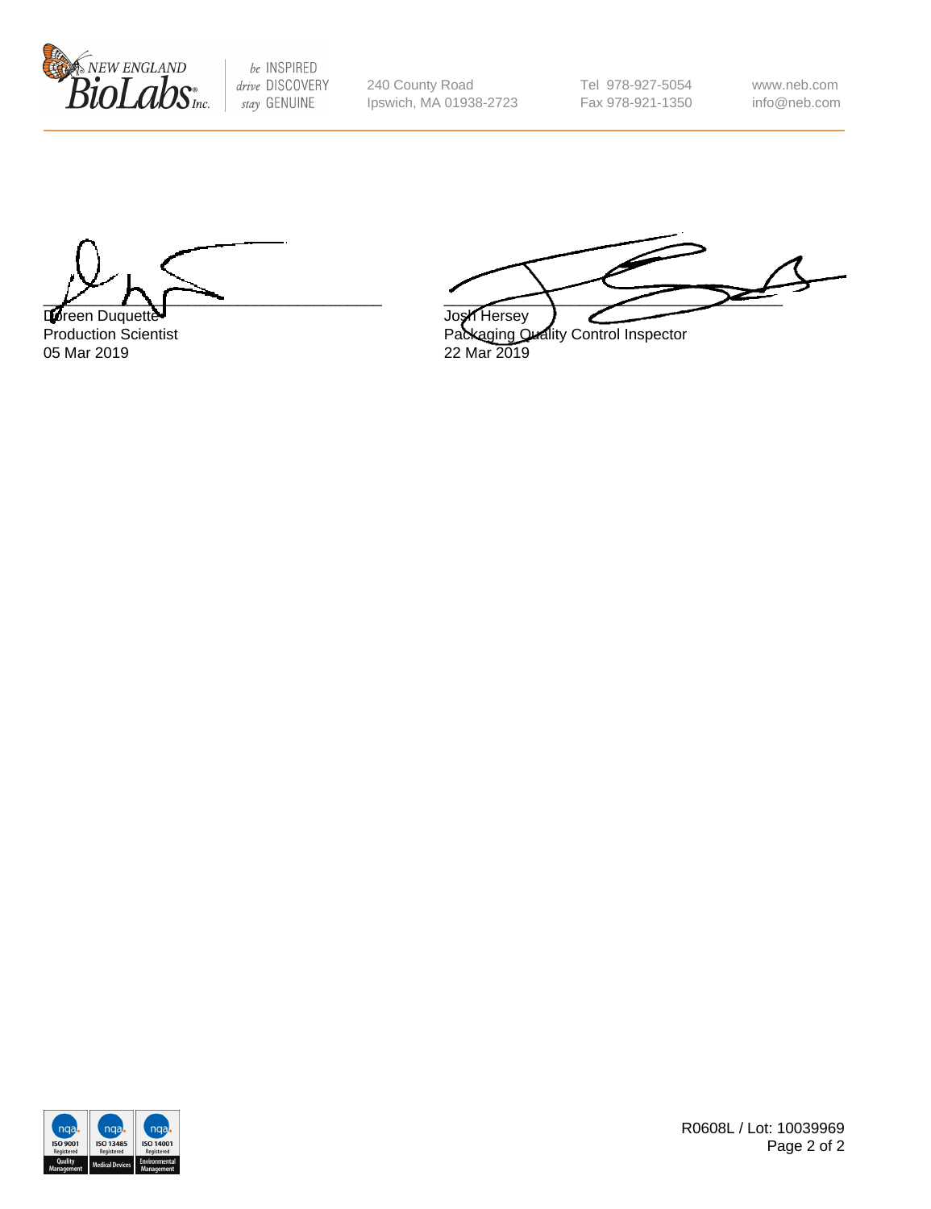Doreen Duquette
Production Scientist
05 Mar 2019

Josh Hersey
Packaging Quality Control Inspector
22 Mar 2019

R0608L / Lot: 10039969